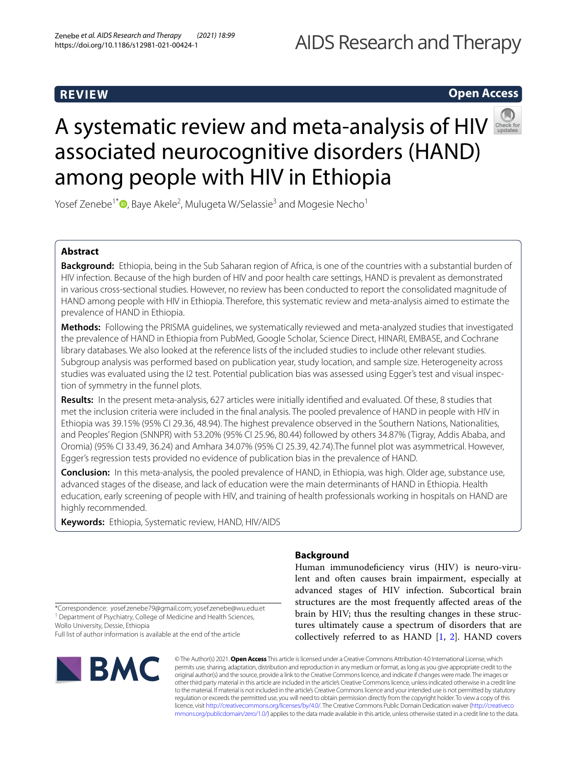REVIEW

Open Access

# A systematic review and meta-analysis of HIV associated neurocognitive disorders (HAND) among people with HIV in Ethiopia

Yosef Zenebe[1*], Baye Akele[2], Mulugeta W/Selassie[3] and Mogesie Necho[1]

## Abstract

**Background:** Ethiopia, being in the Sub Saharan region of Africa, is one of the countries with a substantial burden of HIV infection. Because of the high burden of HIV and poor health care settings, HAND is prevalent as demonstrated in various cross-sectional studies. However, no review has been conducted to report the consolidated magnitude of HAND among people with HIV in Ethiopia. Therefore, this systematic review and meta-analysis aimed to estimate the prevalence of HAND in Ethiopia.

**Methods:** Following the PRISMA guidelines, we systematically reviewed and meta-analyzed studies that investigated the prevalence of HAND in Ethiopia from PubMed, Google Scholar, Science Direct, HINARI, EMBASE, and Cochrane library databases. We also looked at the reference lists of the included studies to include other relevant studies. Subgroup analysis was performed based on publication year, study location, and sample size. Heterogeneity across studies was evaluated using the I2 test. Potential publication bias was assessed using Egger's test and visual inspection of symmetry in the funnel plots.

**Results:** In the present meta-analysis, 627 articles were initially identified and evaluated. Of these, 8 studies that met the inclusion criteria were included in the final analysis. The pooled prevalence of HAND in people with HIV in Ethiopia was 39.15% (95% CI 29.36, 48.94). The highest prevalence observed in the Southern Nations, Nationalities, and Peoples' Region (SNNPR) with 53.20% (95% CI 25.96, 80.44) followed by others 34.87% (Tigray, Addis Ababa, and Oromia) (95% CI 33.49, 36.24) and Amhara 34.07% (95% CI 25.39, 42.74).The funnel plot was asymmetrical. However, Egger's regression tests provided no evidence of publication bias in the prevalence of HAND.

**Conclusion:** In this meta-analysis, the pooled prevalence of HAND, in Ethiopia, was high. Older age, substance use, advanced stages of the disease, and lack of education were the main determinants of HAND in Ethiopia. Health education, early screening of people with HIV, and training of health professionals working in hospitals on HAND are highly recommended.

**Keywords:** Ethiopia, Systematic review, HAND, HIV/AIDS

## Background

Human immunodeficiency virus (HIV) is neuro-virulent and often causes brain impairment, especially at advanced stages of HIV infection. Subcortical brain structures are the most frequently affected areas of the brain by HIV; thus the resulting changes in these structures ultimately cause a spectrum of disorders that are collectively referred to as HAND [1, 2]. HAND covers

*Correspondence: yosef.zenebe79@gmail.com; yosef.zenebe@wu.edu.et
[1] Department of Psychiatry, College of Medicine and Health Sciences, Wollo University, Dessie, Ethiopia
Full list of author information is available at the end of the article

© The Author(s) 2021. **Open Access** This article is licensed under a Creative Commons Attribution 4.0 International License, which permits use, sharing, adaptation, distribution and reproduction in any medium or format, as long as you give appropriate credit to the original author(s) and the source, provide a link to the Creative Commons licence, and indicate if changes were made. The images or other third party material in this article are included in the article's Creative Commons licence, unless indicated otherwise in a credit line to the material. If material is not included in the article's Creative Commons licence and your intended use is not permitted by statutory regulation or exceeds the permitted use, you will need to obtain permission directly from the copyright holder. To view a copy of this licence, visit http://creativecommons.org/licenses/by/4.0/. The Creative Commons Public Domain Dedication waiver (http://creativecommons.org/publicdomain/zero/1.0/) applies to the data made available in this article, unless otherwise stated in a credit line to the data.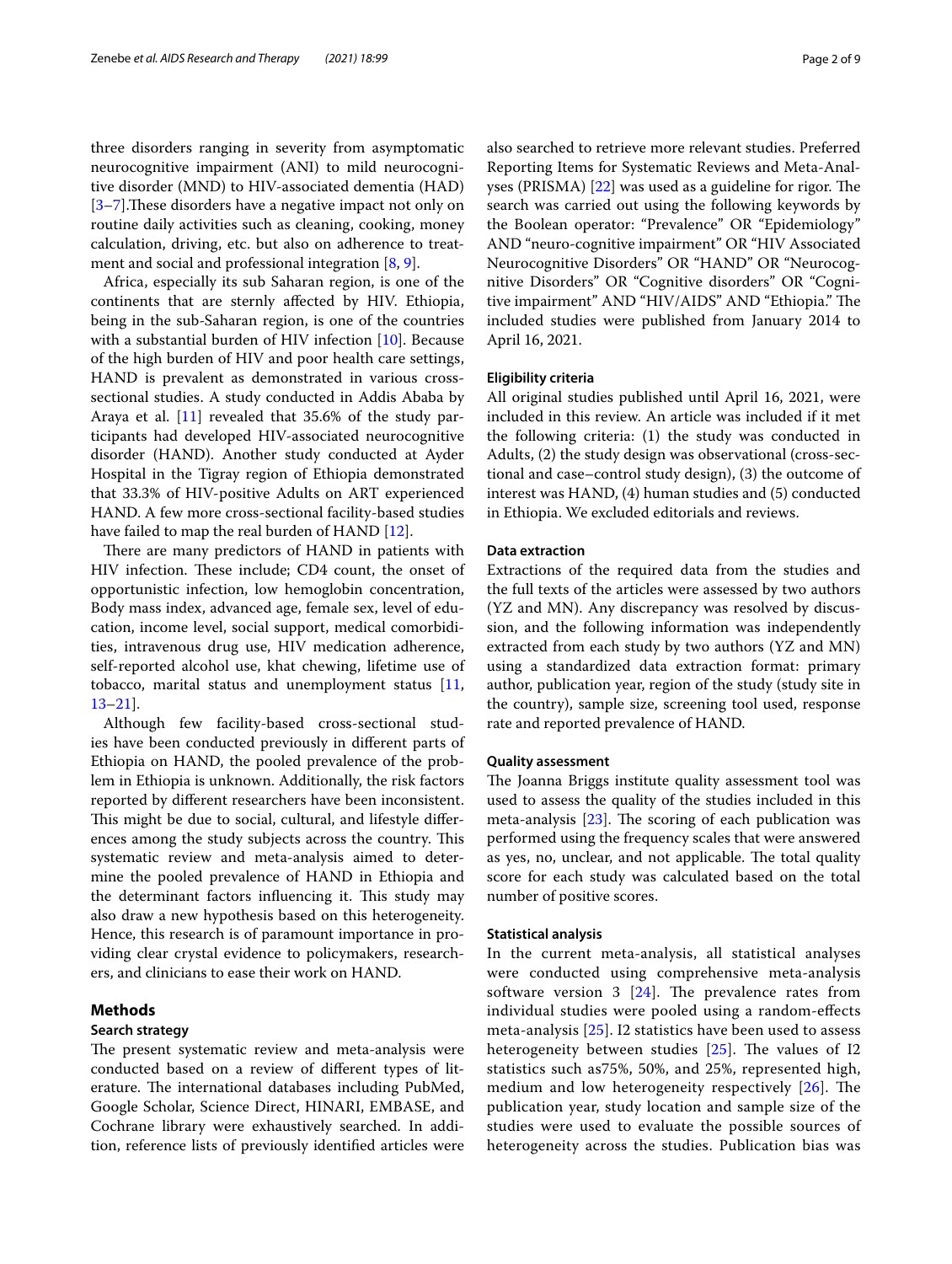three disorders ranging in severity from asymptomatic neurocognitive impairment (ANI) to mild neurocognitive disorder (MND) to HIV-associated dementia (HAD) [3–7].These disorders have a negative impact not only on routine daily activities such as cleaning, cooking, money calculation, driving, etc. but also on adherence to treatment and social and professional integration [8, 9].

Africa, especially its sub Saharan region, is one of the continents that are sternly affected by HIV. Ethiopia, being in the sub-Saharan region, is one of the countries with a substantial burden of HIV infection [10]. Because of the high burden of HIV and poor health care settings, HAND is prevalent as demonstrated in various cross-sectional studies. A study conducted in Addis Ababa by Araya et al. [11] revealed that 35.6% of the study participants had developed HIV-associated neurocognitive disorder (HAND). Another study conducted at Ayder Hospital in the Tigray region of Ethiopia demonstrated that 33.3% of HIV-positive Adults on ART experienced HAND. A few more cross-sectional facility-based studies have failed to map the real burden of HAND [12].

There are many predictors of HAND in patients with HIV infection. These include; CD4 count, the onset of opportunistic infection, low hemoglobin concentration, Body mass index, advanced age, female sex, level of education, income level, social support, medical comorbidities, intravenous drug use, HIV medication adherence, self-reported alcohol use, khat chewing, lifetime use of tobacco, marital status and unemployment status [11, 13–21].

Although few facility-based cross-sectional studies have been conducted previously in different parts of Ethiopia on HAND, the pooled prevalence of the problem in Ethiopia is unknown. Additionally, the risk factors reported by different researchers have been inconsistent. This might be due to social, cultural, and lifestyle differences among the study subjects across the country. This systematic review and meta-analysis aimed to determine the pooled prevalence of HAND in Ethiopia and the determinant factors influencing it. This study may also draw a new hypothesis based on this heterogeneity. Hence, this research is of paramount importance in providing clear crystal evidence to policymakers, researchers, and clinicians to ease their work on HAND.

## Methods

### Search strategy

The present systematic review and meta-analysis were conducted based on a review of different types of literature. The international databases including PubMed, Google Scholar, Science Direct, HINARI, EMBASE, and Cochrane library were exhaustively searched. In addition, reference lists of previously identified articles were also searched to retrieve more relevant studies. Preferred Reporting Items for Systematic Reviews and Meta-Analyses (PRISMA) [22] was used as a guideline for rigor. The search was carried out using the following keywords by the Boolean operator: "Prevalence" OR "Epidemiology" AND "neuro-cognitive impairment" OR "HIV Associated Neurocognitive Disorders" OR "HAND" OR "Neurocognitive Disorders" OR "Cognitive disorders" OR "Cognitive impairment" AND "HIV/AIDS" AND "Ethiopia." The included studies were published from January 2014 to April 16, 2021.

### Eligibility criteria

All original studies published until April 16, 2021, were included in this review. An article was included if it met the following criteria: (1) the study was conducted in Adults, (2) the study design was observational (cross-sectional and case–control study design), (3) the outcome of interest was HAND, (4) human studies and (5) conducted in Ethiopia. We excluded editorials and reviews.

### Data extraction

Extractions of the required data from the studies and the full texts of the articles were assessed by two authors (YZ and MN). Any discrepancy was resolved by discussion, and the following information was independently extracted from each study by two authors (YZ and MN) using a standardized data extraction format: primary author, publication year, region of the study (study site in the country), sample size, screening tool used, response rate and reported prevalence of HAND.

### Quality assessment

The Joanna Briggs institute quality assessment tool was used to assess the quality of the studies included in this meta-analysis [23]. The scoring of each publication was performed using the frequency scales that were answered as yes, no, unclear, and not applicable. The total quality score for each study was calculated based on the total number of positive scores.

### Statistical analysis

In the current meta-analysis, all statistical analyses were conducted using comprehensive meta-analysis software version 3 [24]. The prevalence rates from individual studies were pooled using a random-effects meta-analysis [25]. I2 statistics have been used to assess heterogeneity between studies [25]. The values of I2 statistics such as75%, 50%, and 25%, represented high, medium and low heterogeneity respectively [26]. The publication year, study location and sample size of the studies were used to evaluate the possible sources of heterogeneity across the studies. Publication bias was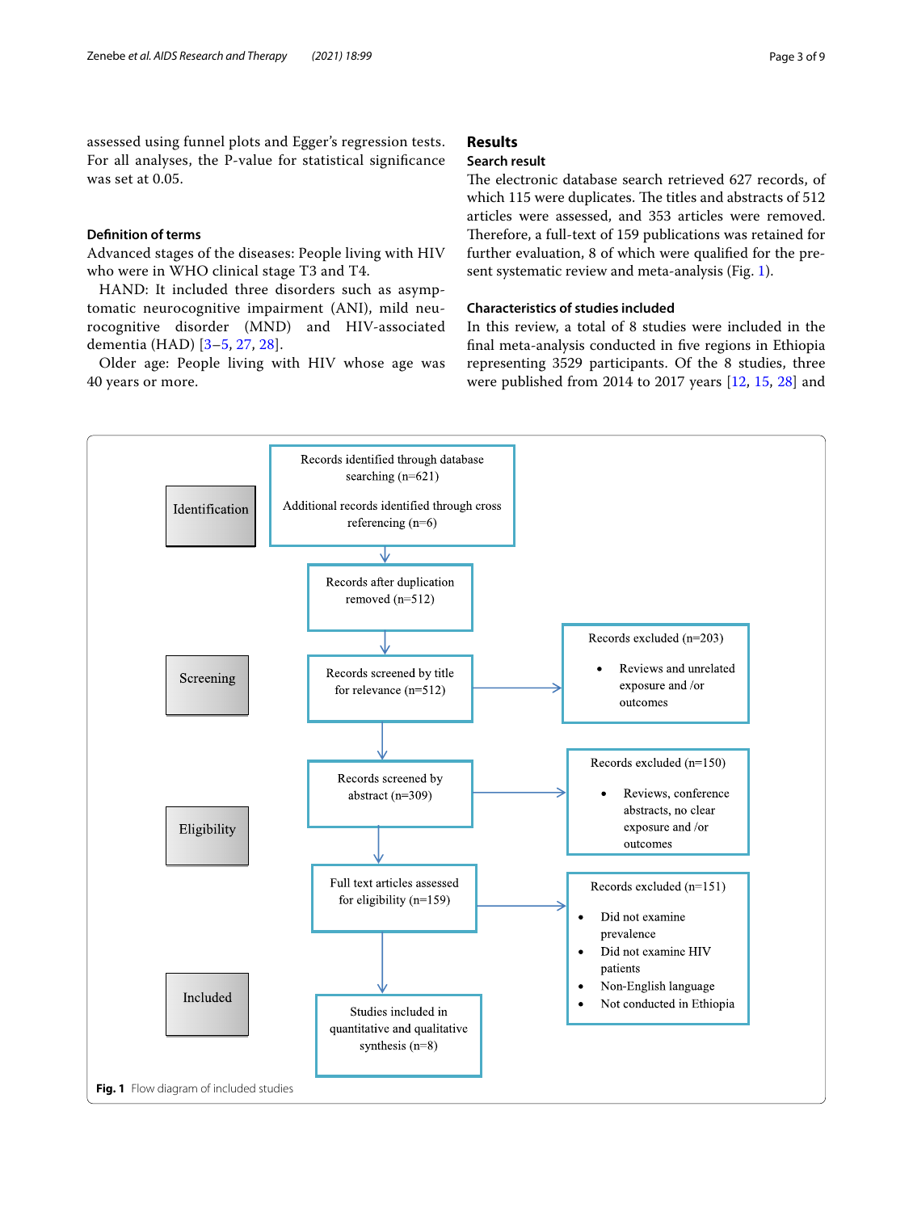assessed using funnel plots and Egger's regression tests. For all analyses, the P-value for statistical significance was set at 0.05.

### Definition of terms

Advanced stages of the diseases: People living with HIV who were in WHO clinical stage T3 and T4.

HAND: It included three disorders such as asymptomatic neurocognitive impairment (ANI), mild neurocognitive disorder (MND) and HIV-associated dementia (HAD) [3–5, 27, 28].

Older age: People living with HIV whose age was 40 years or more.

## Results

### Search result

The electronic database search retrieved 627 records, of which 115 were duplicates. The titles and abstracts of 512 articles were assessed, and 353 articles were removed. Therefore, a full-text of 159 publications was retained for further evaluation, 8 of which were qualified for the present systematic review and meta-analysis (Fig. 1).

### Characteristics of studies included

In this review, a total of 8 studies were included in the final meta-analysis conducted in five regions in Ethiopia representing 3529 participants. Of the 8 studies, three were published from 2014 to 2017 years [12, 15, 28] and

**Identification**

Records identified through database searching (n=621)

Additional records identified through cross referencing (n=6)

Records after duplication removed (n=512)

**Screening**

Records screened by title for relevance (n=512)

Records excluded (n=203)

- Reviews and unrelated exposure and /or outcomes

**Eligibility**

Records screened by abstract (n=309)

Records excluded (n=150)

- Reviews, conference abstracts, no clear exposure and /or outcomes

Full text articles assessed for eligibility (n=159)

Records excluded (n=151)

- Did not examine prevalence
- Did not examine HIV patients
- Non-English language
- Not conducted in Ethiopia

**Included**

Studies included in quantitative and qualitative synthesis (n=8)

**Fig. 1** Flow diagram of included studies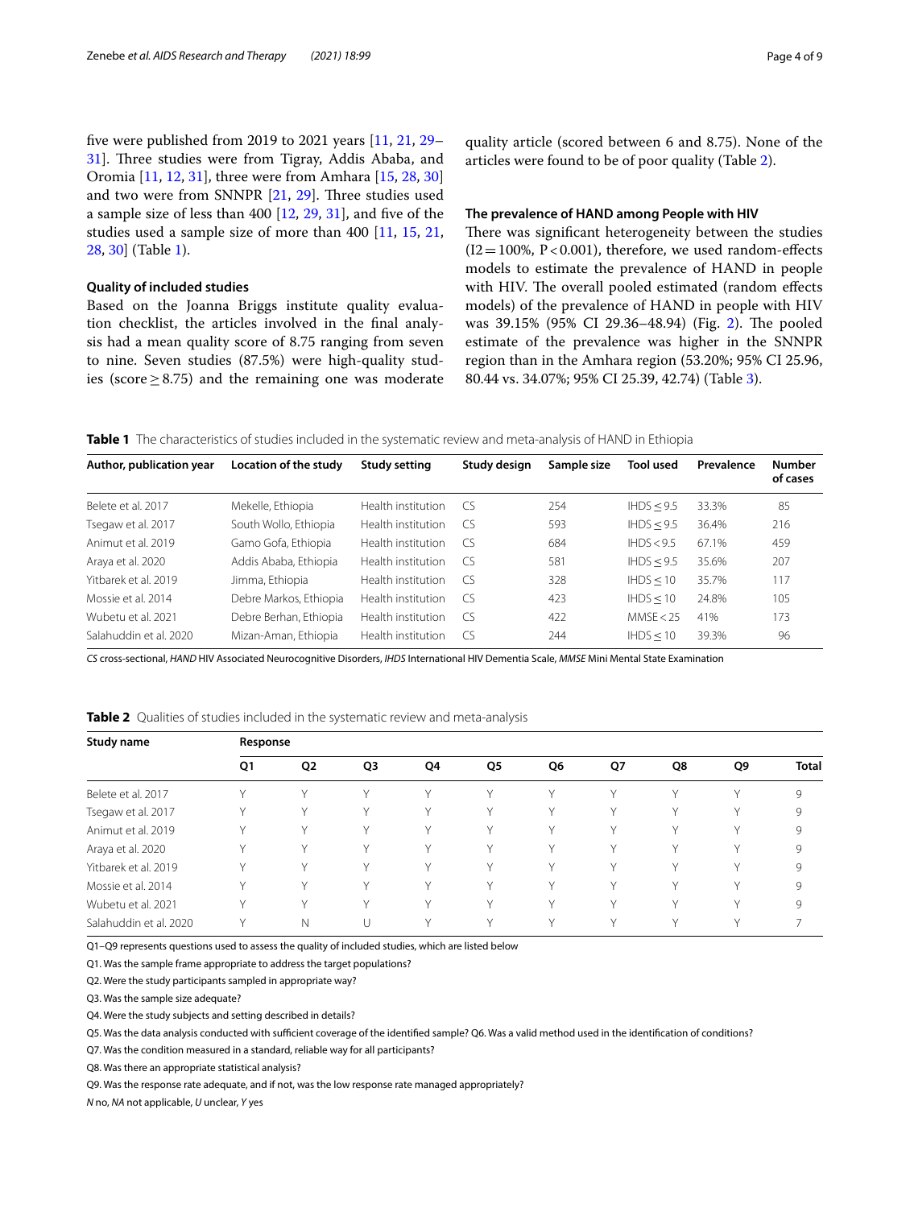five were published from 2019 to 2021 years [11, 21, 29–31]. Three studies were from Tigray, Addis Ababa, and Oromia [11, 12, 31], three were from Amhara [15, 28, 30] and two were from SNNPR [21, 29]. Three studies used a sample size of less than 400 [12, 29, 31], and five of the studies used a sample size of more than 400 [11, 15, 21, 28, 30] (Table 1).

### Quality of included studies

Based on the Joanna Briggs institute quality evaluation checklist, the articles involved in the final analysis had a mean quality score of 8.75 ranging from seven to nine. Seven studies (87.5%) were high-quality studies (score ≥ 8.75) and the remaining one was moderate quality article (scored between 6 and 8.75). None of the articles were found to be of poor quality (Table 2).

### The prevalence of HAND among People with HIV

There was significant heterogeneity between the studies ($I2 = 100\%$, $P < 0.001$), therefore, we used random-effects models to estimate the prevalence of HAND in people with HIV. The overall pooled estimated (random effects models) of the prevalence of HAND in people with HIV was 39.15% (95% CI 29.36–48.94) (Fig. 2). The pooled estimate of the prevalence was higher in the SNNPR region than in the Amhara region (53.20%; 95% CI 25.96, 80.44 vs. 34.07%; 95% CI 25.39, 42.74) (Table 3).

**Table 1** The characteristics of studies included in the systematic review and meta-analysis of HAND in Ethiopia

| Author, publication year | Location of the study | Study setting | Study design | Sample size | Tool used | Prevalence | Number of cases |
|---|---|---|---|---|---|---|---|
| Belete et al. 2017 | Mekelle, Ethiopia | Health institution | CS | 254 | IHDS ≤ 9.5 | 33.3% | 85 |
| Tsegaw et al. 2017 | South Wollo, Ethiopia | Health institution | CS | 593 | IHDS ≤ 9.5 | 36.4% | 216 |
| Animut et al. 2019 | Gamo Gofa, Ethiopia | Health institution | CS | 684 | IHDS < 9.5 | 67.1% | 459 |
| Araya et al. 2020 | Addis Ababa, Ethiopia | Health institution | CS | 581 | IHDS ≤ 9.5 | 35.6% | 207 |
| Yitbarek et al. 2019 | Jimma, Ethiopia | Health institution | CS | 328 | IHDS ≤ 10 | 35.7% | 117 |
| Mossie et al. 2014 | Debre Markos, Ethiopia | Health institution | CS | 423 | IHDS ≤ 10 | 24.8% | 105 |
| Wubetu et al. 2021 | Debre Berhan, Ethiopia | Health institution | CS | 422 | MMSE < 25 | 41% | 173 |
| Salahuddin et al. 2020 | Mizan-Aman, Ethiopia | Health institution | CS | 244 | IHDS ≤ 10 | 39.3% | 96 |

*CS* cross-sectional, *HAND* HIV Associated Neurocognitive Disorders, *IHDS* International HIV Dementia Scale, *MMSE* Mini Mental State Examination

**Table 2** Qualities of studies included in the systematic review and meta-analysis

| Study name | Response | | | | | | | | | |
|---|---|---|---|---|---|---|---|---|---|---|
| | Q1 | Q2 | Q3 | Q4 | Q5 | Q6 | Q7 | Q8 | Q9 | Total |
| Belete et al. 2017 | Y | Y | Y | Y | Y | Y | Y | Y | Y | 9 |
| Tsegaw et al. 2017 | Y | Y | Y | Y | Y | Y | Y | Y | Y | 9 |
| Animut et al. 2019 | Y | Y | Y | Y | Y | Y | Y | Y | Y | 9 |
| Araya et al. 2020 | Y | Y | Y | Y | Y | Y | Y | Y | Y | 9 |
| Yitbarek et al. 2019 | Y | Y | Y | Y | Y | Y | Y | Y | Y | 9 |
| Mossie et al. 2014 | Y | Y | Y | Y | Y | Y | Y | Y | Y | 9 |
| Wubetu et al. 2021 | Y | Y | Y | Y | Y | Y | Y | Y | Y | 9 |
| Salahuddin et al. 2020 | Y | N | U | Y | Y | Y | Y | Y | Y | 7 |

Q1–Q9 represents questions used to assess the quality of included studies, which are listed below

Q1. Was the sample frame appropriate to address the target populations?

Q2. Were the study participants sampled in appropriate way?

Q3. Was the sample size adequate?

Q4. Were the study subjects and setting described in details?

Q5. Was the data analysis conducted with sufficient coverage of the identified sample? Q6. Was a valid method used in the identification of conditions?

Q7. Was the condition measured in a standard, reliable way for all participants?

Q8. Was there an appropriate statistical analysis?

Q9. Was the response rate adequate, and if not, was the low response rate managed appropriately?

*N* no, *NA* not applicable, *U* unclear, *Y* yes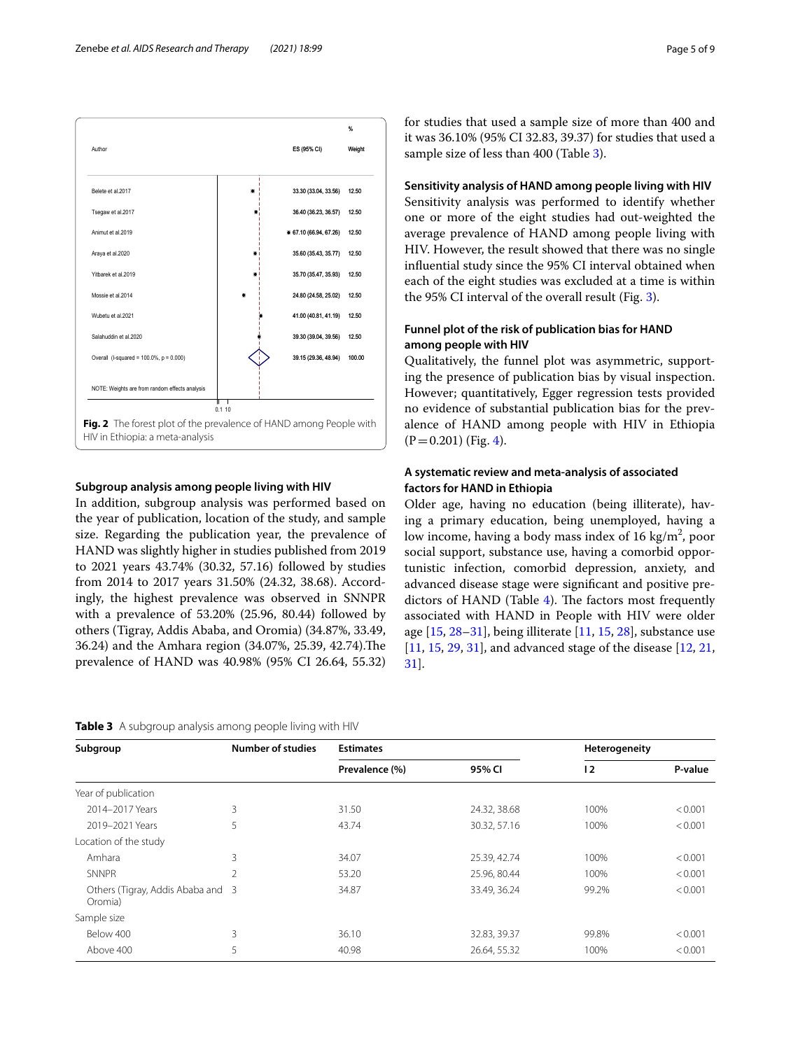| Author | ES (95% CI) | % Weight |
|---|---|---|
| Belete et al.2017 | 33.30 (33.04, 33.56) | 12.50 |
| Tsegaw et al.2017 | 36.40 (36.23, 36.57) | 12.50 |
| Animut et al.2019 | 67.10 (66.94, 67.26) | 12.50 |
| Araya et al.2020 | 35.60 (35.43, 35.77) | 12.50 |
| Yitbarek et al.2019 | 35.70 (35.47, 35.93) | 12.50 |
| Mossie et al.2014 | 24.80 (24.58, 25.02) | 12.50 |
| Wubetu et al.2021 | 41.00 (40.81, 41.19) | 12.50 |
| Salahuddin et al.2020 | 39.30 (39.04, 39.56) | 12.50 |
| Overall (I-squared = 100.0%, p = 0.000) | 39.15 (29.36, 48.94) | 100.00 |

NOTE: Weights are from random effects analysis

**Fig. 2** The forest plot of the prevalence of HAND among People with HIV in Ethiopia: a meta-analysis

### Subgroup analysis among people living with HIV

In addition, subgroup analysis was performed based on the year of publication, location of the study, and sample size. Regarding the publication year, the prevalence of HAND was slightly higher in studies published from 2019 to 2021 years 43.74% (30.32, 57.16) followed by studies from 2014 to 2017 years 31.50% (24.32, 38.68). Accordingly, the highest prevalence was observed in SNNPR with a prevalence of 53.20% (25.96, 80.44) followed by others (Tigray, Addis Ababa, and Oromia) (34.87%, 33.49, 36.24) and the Amhara region (34.07%, 25.39, 42.74).The prevalence of HAND was 40.98% (95% CI 26.64, 55.32) for studies that used a sample size of more than 400 and it was 36.10% (95% CI 32.83, 39.37) for studies that used a sample size of less than 400 (Table 3).

### Sensitivity analysis of HAND among people living with HIV

Sensitivity analysis was performed to identify whether one or more of the eight studies had out-weighted the average prevalence of HAND among people living with HIV. However, the result showed that there was no single influential study since the 95% CI interval obtained when each of the eight studies was excluded at a time is within the 95% CI interval of the overall result (Fig. 3).

### Funnel plot of the risk of publication bias for HAND among people with HIV

Qualitatively, the funnel plot was asymmetric, supporting the presence of publication bias by visual inspection. However; quantitatively, Egger regression tests provided no evidence of substantial publication bias for the prevalence of HAND among people with HIV in Ethiopia ($P = 0.201$) (Fig. 4).

### A systematic review and meta-analysis of associated factors for HAND in Ethiopia

Older age, having no education (being illiterate), having a primary education, being unemployed, having a low income, having a body mass index of 16 kg/m$^2$, poor social support, substance use, having a comorbid opportunistic infection, comorbid depression, anxiety, and advanced disease stage were significant and positive predictors of HAND (Table 4). The factors most frequently associated with HAND in People with HIV were older age [15, 28–31], being illiterate [11, 15, 28], substance use [11, 15, 29, 31], and advanced stage of the disease [12, 21, 31].

**Table 3** A subgroup analysis among people living with HIV

| Subgroup | Number of studies | Estimates | | Heterogeneity | |
|---|---|---|---|---|---|
| | | Prevalence (%) | 95% CI | I 2 | P-value |
| Year of publication | | | | | |
| 2014–2017 Years | 3 | 31.50 | 24.32, 38.68 | 100% | < 0.001 |
| 2019–2021 Years | 5 | 43.74 | 30.32, 57.16 | 100% | < 0.001 |
| Location of the study | | | | | |
| Amhara | 3 | 34.07 | 25.39, 42.74 | 100% | < 0.001 |
| SNNPR | 2 | 53.20 | 25.96, 80.44 | 100% | < 0.001 |
| Others (Tigray, Addis Ababa and Oromia) | 3 | 34.87 | 33.49, 36.24 | 99.2% | < 0.001 |
| Sample size | | | | | |
| Below 400 | 3 | 36.10 | 32.83, 39.37 | 99.8% | < 0.001 |
| Above 400 | 5 | 40.98 | 26.64, 55.32 | 100% | < 0.001 |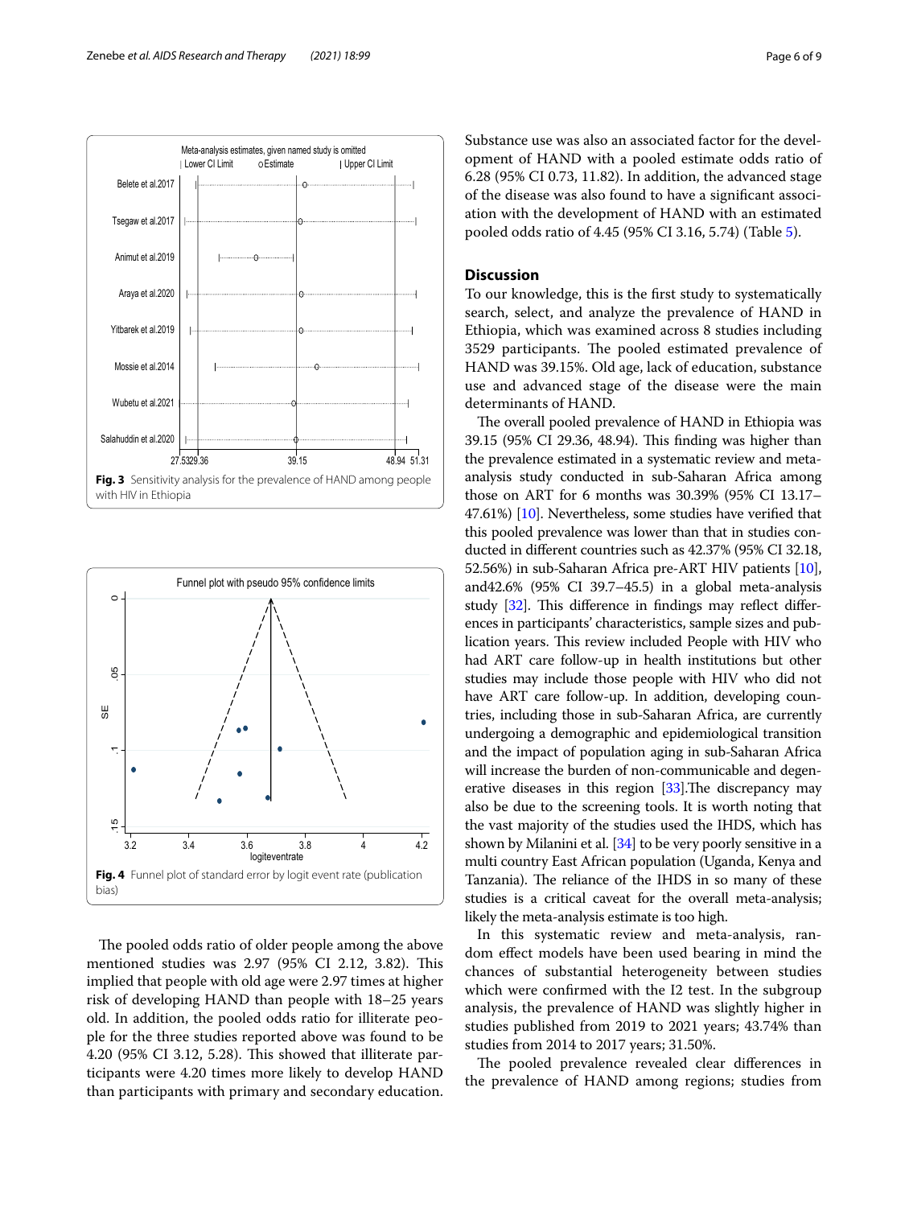Fig. 3 Sensitivity analysis for the prevalence of HAND among people with HIV in Ethiopia

Fig. 4 Funnel plot of standard error by logit event rate (publication bias)

The pooled odds ratio of older people among the above mentioned studies was 2.97 (95% CI 2.12, 3.82). This implied that people with old age were 2.97 times at higher risk of developing HAND than people with 18–25 years old. In addition, the pooled odds ratio for illiterate people for the three studies reported above was found to be 4.20 (95% CI 3.12, 5.28). This showed that illiterate participants were 4.20 times more likely to develop HAND than participants with primary and secondary education. Substance use was also an associated factor for the development of HAND with a pooled estimate odds ratio of 6.28 (95% CI 0.73, 11.82). In addition, the advanced stage of the disease was also found to have a significant association with the development of HAND with an estimated pooled odds ratio of 4.45 (95% CI 3.16, 5.74) (Table 5).

## Discussion

To our knowledge, this is the first study to systematically search, select, and analyze the prevalence of HAND in Ethiopia, which was examined across 8 studies including 3529 participants. The pooled estimated prevalence of HAND was 39.15%. Old age, lack of education, substance use and advanced stage of the disease were the main determinants of HAND.

The overall pooled prevalence of HAND in Ethiopia was 39.15 (95% CI 29.36, 48.94). This finding was higher than the prevalence estimated in a systematic review and meta-analysis study conducted in sub-Saharan Africa among those on ART for 6 months was 30.39% (95% CI 13.17–47.61%) [10]. Nevertheless, some studies have verified that this pooled prevalence was lower than that in studies conducted in different countries such as 42.37% (95% CI 32.18, 52.56%) in sub-Saharan Africa pre-ART HIV patients [10], and42.6% (95% CI 39.7–45.5) in a global meta-analysis study [32]. This difference in findings may reflect differences in participants' characteristics, sample sizes and publication years. This review included People with HIV who had ART care follow-up in health institutions but other studies may include those people with HIV who did not have ART care follow-up. In addition, developing countries, including those in sub-Saharan Africa, are currently undergoing a demographic and epidemiological transition and the impact of population aging in sub-Saharan Africa will increase the burden of non-communicable and degenerative diseases in this region [33].The discrepancy may also be due to the screening tools. It is worth noting that the vast majority of the studies used the IHDS, which has shown by Milanini et al. [34] to be very poorly sensitive in a multi country East African population (Uganda, Kenya and Tanzania). The reliance of the IHDS in so many of these studies is a critical caveat for the overall meta-analysis; likely the meta-analysis estimate is too high.

In this systematic review and meta-analysis, random effect models have been used bearing in mind the chances of substantial heterogeneity between studies which were confirmed with the I2 test. In the subgroup analysis, the prevalence of HAND was slightly higher in studies published from 2019 to 2021 years; 43.74% than studies from 2014 to 2017 years; 31.50%.

The pooled prevalence revealed clear differences in the prevalence of HAND among regions; studies from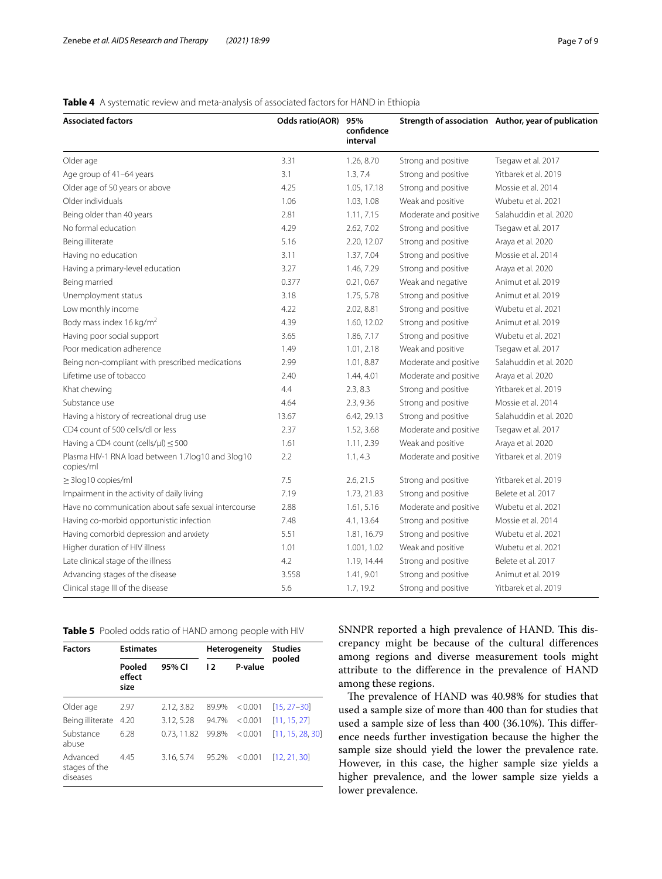**Table 4** A systematic review and meta-analysis of associated factors for HAND in Ethiopia

| Associated factors | Odds ratio(AOR) | 95% confidence interval | Strength of association | Author, year of publication |
|---|---|---|---|---|
| Older age | 3.31 | 1.26, 8.70 | Strong and positive | Tsegaw et al. 2017 |
| Age group of 41–64 years | 3.1 | 1.3, 7.4 | Strong and positive | Yitbarek et al. 2019 |
| Older age of 50 years or above | 4.25 | 1.05, 17.18 | Strong and positive | Mossie et al. 2014 |
| Older individuals | 1.06 | 1.03, 1.08 | Weak and positive | Wubetu et al. 2021 |
| Being older than 40 years | 2.81 | 1.11, 7.15 | Moderate and positive | Salahuddin et al. 2020 |
| No formal education | 4.29 | 2.62, 7.02 | Strong and positive | Tsegaw et al. 2017 |
| Being illiterate | 5.16 | 2.20, 12.07 | Strong and positive | Araya et al. 2020 |
| Having no education | 3.11 | 1.37, 7.04 | Strong and positive | Mossie et al. 2014 |
| Having a primary-level education | 3.27 | 1.46, 7.29 | Strong and positive | Araya et al. 2020 |
| Being married | 0.377 | 0.21, 0.67 | Weak and negative | Animut et al. 2019 |
| Unemployment status | 3.18 | 1.75, 5.78 | Strong and positive | Animut et al. 2019 |
| Low monthly income | 4.22 | 2.02, 8.81 | Strong and positive | Wubetu et al. 2021 |
| Body mass index 16 kg/m$^2$ | 4.39 | 1.60, 12.02 | Strong and positive | Animut et al. 2019 |
| Having poor social support | 3.65 | 1.86, 7.17 | Strong and positive | Wubetu et al. 2021 |
| Poor medication adherence | 1.49 | 1.01, 2.18 | Weak and positive | Tsegaw et al. 2017 |
| Being non-compliant with prescribed medications | 2.99 | 1.01, 8.87 | Moderate and positive | Salahuddin et al. 2020 |
| Lifetime use of tobacco | 2.40 | 1.44, 4.01 | Moderate and positive | Araya et al. 2020 |
| Khat chewing | 4.4 | 2.3, 8.3 | Strong and positive | Yitbarek et al. 2019 |
| Substance use | 4.64 | 2.3, 9.36 | Strong and positive | Mossie et al. 2014 |
| Having a history of recreational drug use | 13.67 | 6.42, 29.13 | Strong and positive | Salahuddin et al. 2020 |
| CD4 count of 500 cells/dl or less | 2.37 | 1.52, 3.68 | Moderate and positive | Tsegaw et al. 2017 |
| Having a CD4 count (cells/µl) ≤ 500 | 1.61 | 1.11, 2.39 | Weak and positive | Araya et al. 2020 |
| Plasma HIV-1 RNA load between 1.7log10 and 3log10 copies/ml | 2.2 | 1.1, 4.3 | Moderate and positive | Yitbarek et al. 2019 |
| ≥ 3log10 copies/ml | 7.5 | 2.6, 21.5 | Strong and positive | Yitbarek et al. 2019 |
| Impairment in the activity of daily living | 7.19 | 1.73, 21.83 | Strong and positive | Belete et al. 2017 |
| Have no communication about safe sexual intercourse | 2.88 | 1.61, 5.16 | Moderate and positive | Wubetu et al. 2021 |
| Having co-morbid opportunistic infection | 7.48 | 4.1, 13.64 | Strong and positive | Mossie et al. 2014 |
| Having comorbid depression and anxiety | 5.51 | 1.81, 16.79 | Strong and positive | Wubetu et al. 2021 |
| Higher duration of HIV illness | 1.01 | 1.001, 1.02 | Weak and positive | Wubetu et al. 2021 |
| Late clinical stage of the illness | 4.2 | 1.19, 14.44 | Strong and positive | Belete et al. 2017 |
| Advancing stages of the disease | 3.558 | 1.41, 9.01 | Strong and positive | Animut et al. 2019 |
| Clinical stage III of the disease | 5.6 | 1.7, 19.2 | Strong and positive | Yitbarek et al. 2019 |

**Table 5** Pooled odds ratio of HAND among people with HIV

| Factors | Estimates | | Heterogeneity | | Studies pooled |
|---|---|---|---|---|---|
| | Pooled effect size | 95% CI | I 2 | P-value | |
| Older age | 2.97 | 2.12, 3.82 | 89.9% | < 0.001 | [15, 27–30] |
| Being illiterate | 4.20 | 3.12, 5.28 | 94.7% | < 0.001 | [11, 15, 27] |
| Substance abuse | 6.28 | 0.73, 11.82 | 99.8% | < 0.001 | [11, 15, 28, 30] |
| Advanced stages of the diseases | 4.45 | 3.16, 5.74 | 95.2% | < 0.001 | [12, 21, 30] |

SNNPR reported a high prevalence of HAND. This discrepancy might be because of the cultural differences among regions and diverse measurement tools might attribute to the difference in the prevalence of HAND among these regions.

The prevalence of HAND was 40.98% for studies that used a sample size of more than 400 than for studies that used a sample size of less than 400 (36.10%). This difference needs further investigation because the higher the sample size should yield the lower the prevalence rate. However, in this case, the higher sample size yields a higher prevalence, and the lower sample size yields a lower prevalence.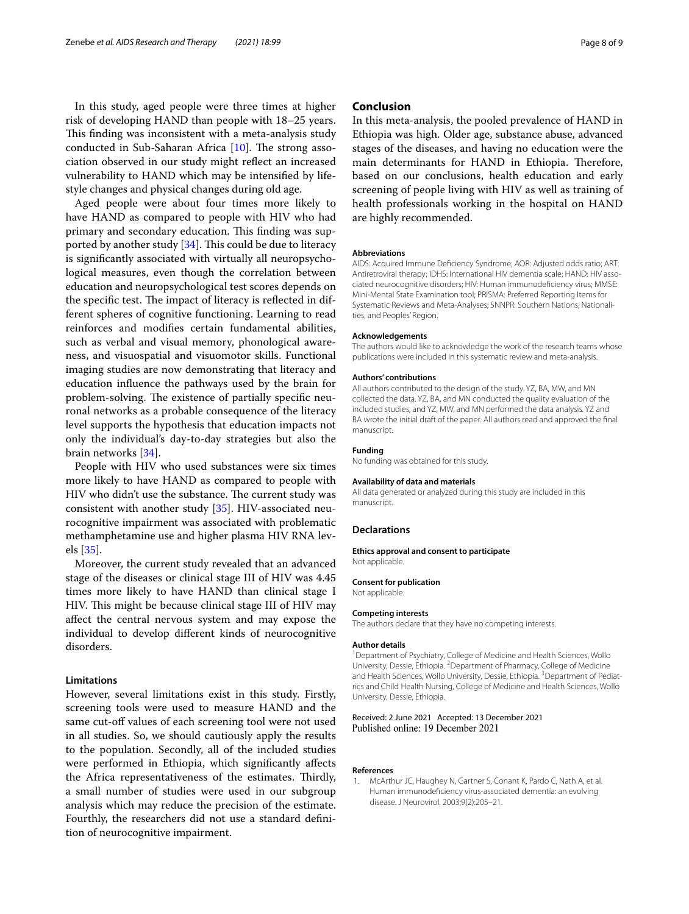In this study, aged people were three times at higher risk of developing HAND than people with 18–25 years. This finding was inconsistent with a meta-analysis study conducted in Sub-Saharan Africa [10]. The strong association observed in our study might reflect an increased vulnerability to HAND which may be intensified by lifestyle changes and physical changes during old age.

Aged people were about four times more likely to have HAND as compared to people with HIV who had primary and secondary education. This finding was supported by another study [34]. This could be due to literacy is significantly associated with virtually all neuropsychological measures, even though the correlation between education and neuropsychological test scores depends on the specific test. The impact of literacy is reflected in different spheres of cognitive functioning. Learning to read reinforces and modifies certain fundamental abilities, such as verbal and visual memory, phonological awareness, and visuospatial and visuomotor skills. Functional imaging studies are now demonstrating that literacy and education influence the pathways used by the brain for problem-solving. The existence of partially specific neuronal networks as a probable consequence of the literacy level supports the hypothesis that education impacts not only the individual's day-to-day strategies but also the brain networks [34].

People with HIV who used substances were six times more likely to have HAND as compared to people with HIV who didn't use the substance. The current study was consistent with another study [35]. HIV-associated neurocognitive impairment was associated with problematic methamphetamine use and higher plasma HIV RNA levels [35].

Moreover, the current study revealed that an advanced stage of the diseases or clinical stage III of HIV was 4.45 times more likely to have HAND than clinical stage I HIV. This might be because clinical stage III of HIV may affect the central nervous system and may expose the individual to develop different kinds of neurocognitive disorders.

### Limitations

However, several limitations exist in this study. Firstly, screening tools were used to measure HAND and the same cut-off values of each screening tool were not used in all studies. So, we should cautiously apply the results to the population. Secondly, all of the included studies were performed in Ethiopia, which significantly affects the Africa representativeness of the estimates. Thirdly, a small number of studies were used in our subgroup analysis which may reduce the precision of the estimate. Fourthly, the researchers did not use a standard definition of neurocognitive impairment.

## Conclusion

In this meta-analysis, the pooled prevalence of HAND in Ethiopia was high. Older age, substance abuse, advanced stages of the diseases, and having no education were the main determinants for HAND in Ethiopia. Therefore, based on our conclusions, health education and early screening of people living with HIV as well as training of health professionals working in the hospital on HAND are highly recommended.

#### Abbreviations

AIDS: Acquired Immune Deficiency Syndrome; AOR: Adjusted odds ratio; ART: Antiretroviral therapy; IDHS: International HIV dementia scale; HAND: HIV associated neurocognitive disorders; HIV: Human immunodeficiency virus; MMSE: Mini-Mental State Examination tool; PRISMA: Preferred Reporting Items for Systematic Reviews and Meta-Analyses; SNNPR: Southern Nations, Nationalities, and Peoples' Region.

#### Acknowledgements

The authors would like to acknowledge the work of the research teams whose publications were included in this systematic review and meta-analysis.

#### Authors' contributions

All authors contributed to the design of the study. YZ, BA, MW, and MN collected the data. YZ, BA, and MN conducted the quality evaluation of the included studies, and YZ, MW, and MN performed the data analysis. YZ and BA wrote the initial draft of the paper. All authors read and approved the final manuscript.

#### Funding

No funding was obtained for this study.

#### Availability of data and materials

All data generated or analyzed during this study are included in this manuscript.

### Declarations

#### Ethics approval and consent to participate

Not applicable.

#### Consent for publication

Not applicable.

#### Competing interests

The authors declare that they have no competing interests.

#### Author details

[1]Department of Psychiatry, College of Medicine and Health Sciences, Wollo University, Dessie, Ethiopia. [2]Department of Pharmacy, College of Medicine and Health Sciences, Wollo University, Dessie, Ethiopia. [3]Department of Pediatrics and Child Health Nursing, College of Medicine and Health Sciences, Wollo University, Dessie, Ethiopia.

Received: 2 June 2021 Accepted: 13 December 2021
Published online: 19 December 2021

#### References

1. McArthur JC, Haughey N, Gartner S, Conant K, Pardo C, Nath A, et al. Human immunodeficiency virus-associated dementia: an evolving disease. J Neurovirol. 2003;9(2):205–21.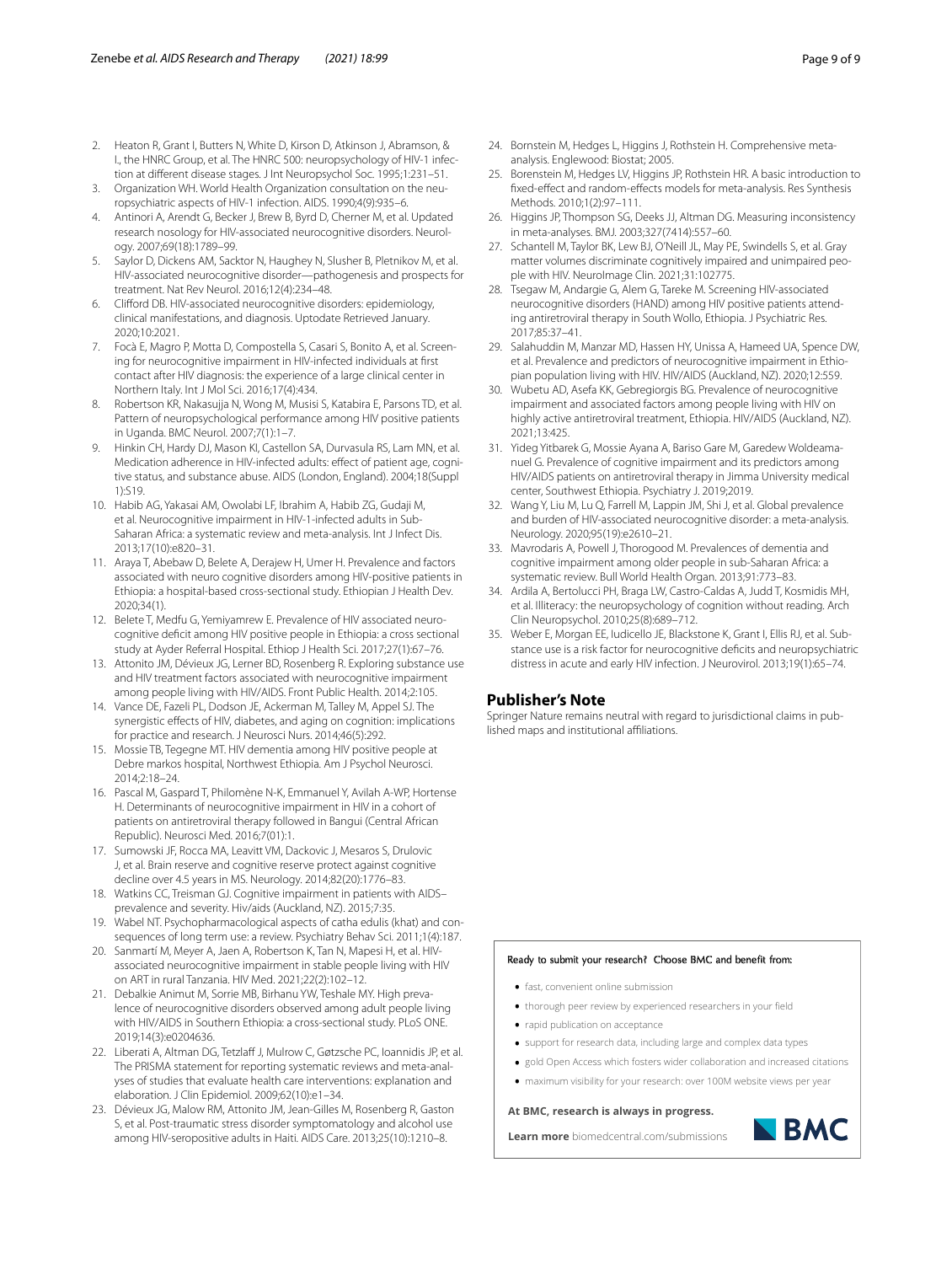2. Heaton R, Grant I, Butters N, White D, Kirson D, Atkinson J, Abramson, & I., the HNRC Group, et al. The HNRC 500: neuropsychology of HIV-1 infection at different disease stages. J Int Neuropsychol Soc. 1995;1:231–51.
3. Organization WH. World Health Organization consultation on the neuropsychiatric aspects of HIV-1 infection. AIDS. 1990;4(9):935–6.
4. Antinori A, Arendt G, Becker J, Brew B, Byrd D, Cherner M, et al. Updated research nosology for HIV-associated neurocognitive disorders. Neurology. 2007;69(18):1789–99.
5. Saylor D, Dickens AM, Sacktor N, Haughey N, Slusher B, Pletnikov M, et al. HIV-associated neurocognitive disorder—pathogenesis and prospects for treatment. Nat Rev Neurol. 2016;12(4):234–48.
6. Clifford DB. HIV-associated neurocognitive disorders: epidemiology, clinical manifestations, and diagnosis. Uptodate Retrieved January. 2020;10:2021.
7. Focà E, Magro P, Motta D, Compostella S, Casari S, Bonito A, et al. Screening for neurocognitive impairment in HIV-infected individuals at first contact after HIV diagnosis: the experience of a large clinical center in Northern Italy. Int J Mol Sci. 2016;17(4):434.
8. Robertson KR, Nakasujja N, Wong M, Musisi S, Katabira E, Parsons TD, et al. Pattern of neuropsychological performance among HIV positive patients in Uganda. BMC Neurol. 2007;7(1):1–7.
9. Hinkin CH, Hardy DJ, Mason KI, Castellon SA, Durvasula RS, Lam MN, et al. Medication adherence in HIV-infected adults: effect of patient age, cognitive status, and substance abuse. AIDS (London, England). 2004;18(Suppl 1):S19.
10. Habib AG, Yakasai AM, Owolabi LF, Ibrahim A, Habib ZG, Gudaji M, et al. Neurocognitive impairment in HIV-1-infected adults in Sub-Saharan Africa: a systematic review and meta-analysis. Int J Infect Dis. 2013;17(10):e820–31.
11. Araya T, Abebaw D, Belete A, Derajew H, Umer H. Prevalence and factors associated with neuro cognitive disorders among HIV-positive patients in Ethiopia: a hospital-based cross-sectional study. Ethiopian J Health Dev. 2020;34(1).
12. Belete T, Medfu G, Yemiyamrew E. Prevalence of HIV associated neurocognitive deficit among HIV positive people in Ethiopia: a cross sectional study at Ayder Referral Hospital. Ethiop J Health Sci. 2017;27(1):67–76.
13. Attonito JM, Dévieux JG, Lerner BD, Rosenberg R. Exploring substance use and HIV treatment factors associated with neurocognitive impairment among people living with HIV/AIDS. Front Public Health. 2014;2:105.
14. Vance DE, Fazeli PL, Dodson JE, Ackerman M, Talley M, Appel SJ. The synergistic effects of HIV, diabetes, and aging on cognition: implications for practice and research. J Neurosci Nurs. 2014;46(5):292.
15. Mossie TB, Tegegne MT. HIV dementia among HIV positive people at Debre markos hospital, Northwest Ethiopia. Am J Psychol Neurosci. 2014;2:18–24.
16. Pascal M, Gaspard T, Philomène N-K, Emmanuel Y, Avilah A-WP, Hortense H. Determinants of neurocognitive impairment in HIV in a cohort of patients on antiretroviral therapy followed in Bangui (Central African Republic). Neurosci Med. 2016;7(01):1.
17. Sumowski JF, Rocca MA, Leavitt VM, Dackovic J, Mesaros S, Drulovic J, et al. Brain reserve and cognitive reserve protect against cognitive decline over 4.5 years in MS. Neurology. 2014;82(20):1776–83.
18. Watkins CC, Treisman GJ. Cognitive impairment in patients with AIDS–prevalence and severity. Hiv/aids (Auckland, NZ). 2015;7:35.
19. Wabel NT. Psychopharmacological aspects of catha edulis (khat) and consequences of long term use: a review. Psychiatry Behav Sci. 2011;1(4):187.
20. Sanmartí M, Meyer A, Jaen A, Robertson K, Tan N, Mapesi H, et al. HIV-associated neurocognitive impairment in stable people living with HIV on ART in rural Tanzania. HIV Med. 2021;22(2):102–12.
21. Debalkie Animut M, Sorrie MB, Birhanu YW, Teshale MY. High prevalence of neurocognitive disorders observed among adult people living with HIV/AIDS in Southern Ethiopia: a cross-sectional study. PLoS ONE. 2019;14(3):e0204636.
22. Liberati A, Altman DG, Tetzlaff J, Mulrow C, Gøtzsche PC, Ioannidis JP, et al. The PRISMA statement for reporting systematic reviews and meta-analyses of studies that evaluate health care interventions: explanation and elaboration. J Clin Epidemiol. 2009;62(10):e1–34.
23. Dévieux JG, Malow RM, Attonito JM, Jean-Gilles M, Rosenberg R, Gaston S, et al. Post-traumatic stress disorder symptomatology and alcohol use among HIV-seropositive adults in Haiti. AIDS Care. 2013;25(10):1210–8.
24. Bornstein M, Hedges L, Higgins J, Rothstein H. Comprehensive meta-analysis. Englewood: Biostat; 2005.
25. Borenstein M, Hedges LV, Higgins JP, Rothstein HR. A basic introduction to fixed-effect and random-effects models for meta-analysis. Res Synthesis Methods. 2010;1(2):97–111.
26. Higgins JP, Thompson SG, Deeks JJ, Altman DG. Measuring inconsistency in meta-analyses. BMJ. 2003;327(7414):557–60.
27. Schantell M, Taylor BK, Lew BJ, O'Neill JL, May PE, Swindells S, et al. Gray matter volumes discriminate cognitively impaired and unimpaired people with HIV. NeuroImage Clin. 2021;31:102775.
28. Tsegaw M, Andargie G, Alem G, Tareke M. Screening HIV-associated neurocognitive disorders (HAND) among HIV positive patients attending antiretroviral therapy in South Wollo, Ethiopia. J Psychiatric Res. 2017;85:37–41.
29. Salahuddin M, Manzar MD, Hassen HY, Unissa A, Hameed UA, Spence DW, et al. Prevalence and predictors of neurocognitive impairment in Ethiopian population living with HIV. HIV/AIDS (Auckland, NZ). 2020;12:559.
30. Wubetu AD, Asefa KK, Gebregiorgis BG. Prevalence of neurocognitive impairment and associated factors among people living with HIV on highly active antiretroviral treatment, Ethiopia. HIV/AIDS (Auckland, NZ). 2021;13:425.
31. Yideg Yitbarek G, Mossie Ayana A, Bariso Gare M, Garedew Woldeamanuel G. Prevalence of cognitive impairment and its predictors among HIV/AIDS patients on antiretroviral therapy in Jimma University medical center, Southwest Ethiopia. Psychiatry J. 2019;2019.
32. Wang Y, Liu M, Lu Q, Farrell M, Lappin JM, Shi J, et al. Global prevalence and burden of HIV-associated neurocognitive disorder: a meta-analysis. Neurology. 2020;95(19):e2610–21.
33. Mavrodaris A, Powell J, Thorogood M. Prevalences of dementia and cognitive impairment among older people in sub-Saharan Africa: a systematic review. Bull World Health Organ. 2013;91:773–83.
34. Ardila A, Bertolucci PH, Braga LW, Castro-Caldas A, Judd T, Kosmidis MH, et al. Illiteracy: the neuropsychology of cognition without reading. Arch Clin Neuropsychol. 2010;25(8):689–712.
35. Weber E, Morgan EE, Iudicello JE, Blackstone K, Grant I, Ellis RJ, et al. Substance use is a risk factor for neurocognitive deficits and neuropsychiatric distress in acute and early HIV infection. J Neurovirol. 2013;19(1):65–74.

## Publisher's Note

Springer Nature remains neutral with regard to jurisdictional claims in published maps and institutional affiliations.

Ready to submit your research? Choose BMC and benefit from:

- fast, convenient online submission
- thorough peer review by experienced researchers in your field
- rapid publication on acceptance
- support for research data, including large and complex data types
- gold Open Access which fosters wider collaboration and increased citations
- maximum visibility for your research: over 100M website views per year

**At BMC, research is always in progress.**

**Learn more** biomedcentral.com/submissions

BMC